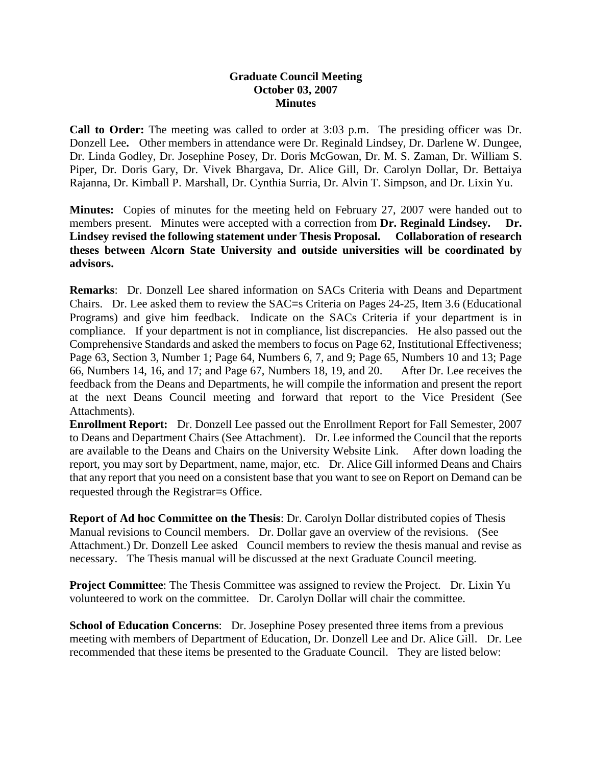**Graduate Council Meeting**
**October 03, 2007**
**Minutes**

**Call to Order:** The meeting was called to order at 3:03 p.m. The presiding officer was Dr. Donzell Lee**.** Other members in attendance were Dr. Reginald Lindsey, Dr. Darlene W. Dungee, Dr. Linda Godley, Dr. Josephine Posey, Dr. Doris McGowan, Dr. M. S. Zaman, Dr. William S. Piper, Dr. Doris Gary, Dr. Vivek Bhargava, Dr. Alice Gill, Dr. Carolyn Dollar, Dr. Bettaiya Rajanna, Dr. Kimball P. Marshall, Dr. Cynthia Surria, Dr. Alvin T. Simpson, and Dr. Lixin Yu.

**Minutes:** Copies of minutes for the meeting held on February 27, 2007 were handed out to members present. Minutes were accepted with a correction from **Dr. Reginald Lindsey. Dr. Lindsey revised the following statement under Thesis Proposal. Collaboration of research theses between Alcorn State University and outside universities will be coordinated by advisors.**

**Remarks**: Dr. Donzell Lee shared information on SACs Criteria with Deans and Department Chairs. Dr. Lee asked them to review the SAC=s Criteria on Pages 24-25, Item 3.6 (Educational Programs) and give him feedback. Indicate on the SACs Criteria if your department is in compliance. If your department is not in compliance, list discrepancies. He also passed out the Comprehensive Standards and asked the members to focus on Page 62, Institutional Effectiveness; Page 63, Section 3, Number 1; Page 64, Numbers 6, 7, and 9; Page 65, Numbers 10 and 13; Page 66, Numbers 14, 16, and 17; and Page 67, Numbers 18, 19, and 20. After Dr. Lee receives the feedback from the Deans and Departments, he will compile the information and present the report at the next Deans Council meeting and forward that report to the Vice President (See Attachments).

**Enrollment Report:** Dr. Donzell Lee passed out the Enrollment Report for Fall Semester, 2007 to Deans and Department Chairs (See Attachment). Dr. Lee informed the Council that the reports are available to the Deans and Chairs on the University Website Link. After down loading the report, you may sort by Department, name, major, etc. Dr. Alice Gill informed Deans and Chairs that any report that you need on a consistent base that you want to see on Report on Demand can be requested through the Registrar=s Office.

**Report of Ad hoc Committee on the Thesis**: Dr. Carolyn Dollar distributed copies of Thesis Manual revisions to Council members. Dr. Dollar gave an overview of the revisions. (See Attachment.) Dr. Donzell Lee asked Council members to review the thesis manual and revise as necessary. The Thesis manual will be discussed at the next Graduate Council meeting.

**Project Committee**: The Thesis Committee was assigned to review the Project. Dr. Lixin Yu volunteered to work on the committee. Dr. Carolyn Dollar will chair the committee.

**School of Education Concerns**: Dr. Josephine Posey presented three items from a previous meeting with members of Department of Education, Dr. Donzell Lee and Dr. Alice Gill. Dr. Lee recommended that these items be presented to the Graduate Council. They are listed below: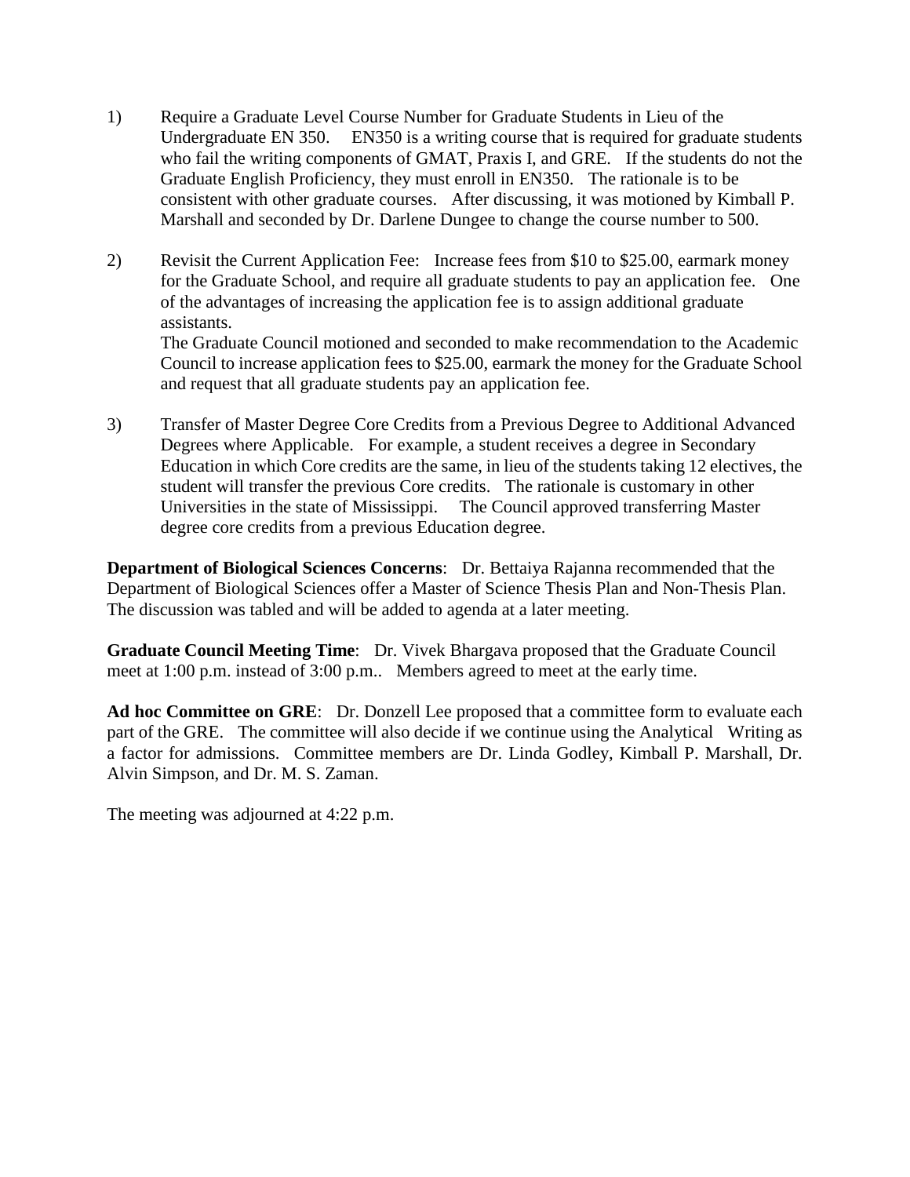1) Require a Graduate Level Course Number for Graduate Students in Lieu of the Undergraduate EN 350. EN350 is a writing course that is required for graduate students who fail the writing components of GMAT, Praxis I, and GRE. If the students do not the Graduate English Proficiency, they must enroll in EN350. The rationale is to be consistent with other graduate courses. After discussing, it was motioned by Kimball P. Marshall and seconded by Dr. Darlene Dungee to change the course number to 500.

2) Revisit the Current Application Fee: Increase fees from $10 to $25.00, earmark money for the Graduate School, and require all graduate students to pay an application fee. One of the advantages of increasing the application fee is to assign additional graduate assistants.
The Graduate Council motioned and seconded to make recommendation to the Academic Council to increase application fees to $25.00, earmark the money for the Graduate School and request that all graduate students pay an application fee.

3) Transfer of Master Degree Core Credits from a Previous Degree to Additional Advanced Degrees where Applicable. For example, a student receives a degree in Secondary Education in which Core credits are the same, in lieu of the students taking 12 electives, the student will transfer the previous Core credits. The rationale is customary in other Universities in the state of Mississippi. The Council approved transferring Master degree core credits from a previous Education degree.

**Department of Biological Sciences Concerns**: Dr. Bettaiya Rajanna recommended that the Department of Biological Sciences offer a Master of Science Thesis Plan and Non-Thesis Plan. The discussion was tabled and will be added to agenda at a later meeting.

**Graduate Council Meeting Time**: Dr. Vivek Bhargava proposed that the Graduate Council meet at 1:00 p.m. instead of 3:00 p.m.. Members agreed to meet at the early time.

**Ad hoc Committee on GRE**: Dr. Donzell Lee proposed that a committee form to evaluate each part of the GRE. The committee will also decide if we continue using the Analytical Writing as a factor for admissions. Committee members are Dr. Linda Godley, Kimball P. Marshall, Dr. Alvin Simpson, and Dr. M. S. Zaman.

The meeting was adjourned at 4:22 p.m.